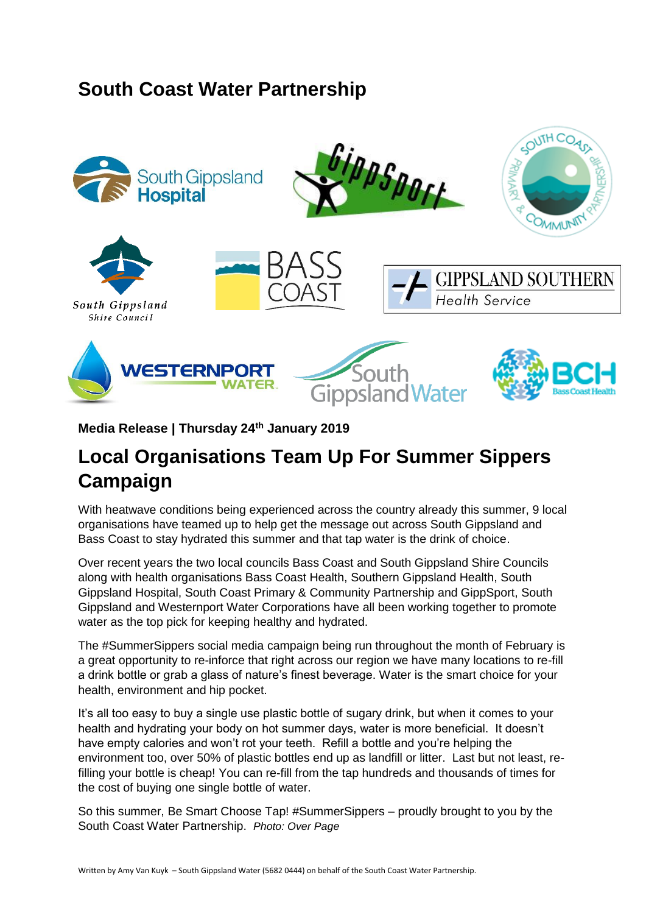# South Coast Water Partnership

**Media Release | Thursday 24th January 2019**

## Local Organisations Team Up For Summer Sippers Campaign

With heatwave conditions being experienced across the country already this summer, 9 local organisations have teamed up to help get the message out across South Gippsland and Bass Coast to stay hydrated this summer and that tap water is the drink of choice.

Over recent years the two local councils Bass Coast and South Gippsland Shire Councils along with health organisations Bass Coast Health, Southern Gippsland Health, South Gippsland Hospital, South Coast Primary & Community Partnership and GippSport, South Gippsland and Westernport Water Corporations have all been working together to promote water as the top pick for keeping healthy and hydrated.

The #SummerSippers social media campaign being run throughout the month of February is a great opportunity to re-inforce that right across our region we have many locations to re-fill a drink bottle or grab a glass of nature's finest beverage. Water is the smart choice for your health, environment and hip pocket.

It's all too easy to buy a single use plastic bottle of sugary drink, but when it comes to your health and hydrating your body on hot summer days, water is more beneficial. It doesn't have empty calories and won't rot your teeth. Refill a bottle and you're helping the environment too, over 50% of plastic bottles end up as landfill or litter. Last but not least, re-filling your bottle is cheap! You can re-fill from the tap hundreds and thousands of times for the cost of buying one single bottle of water.

So this summer, Be Smart Choose Tap! #SummerSippers – proudly brought to you by the South Coast Water Partnership. *Photo: Over Page*

Written by Amy Van Kuyk – South Gippsland Water (5682 0444) on behalf of the South Coast Water Partnership.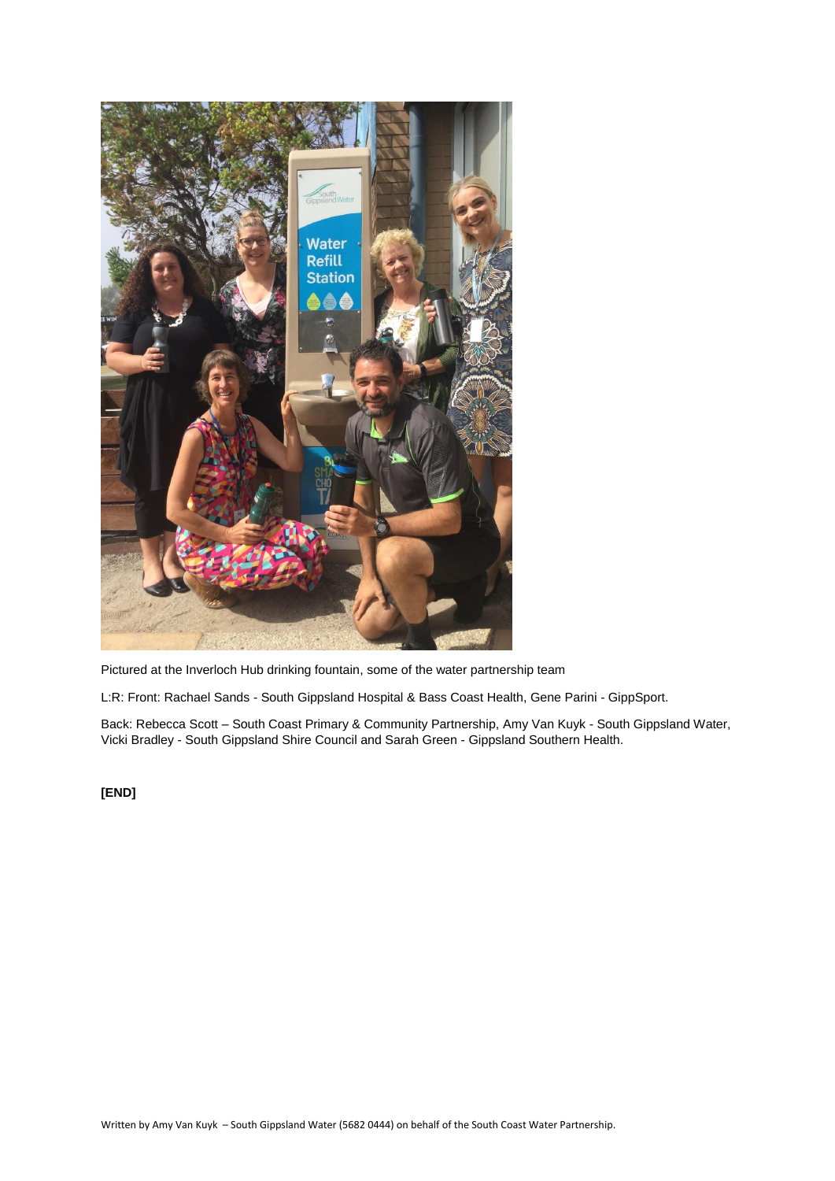Pictured at the Inverloch Hub drinking fountain, some of the water partnership team

L:R: Front: Rachael Sands - South Gippsland Hospital & Bass Coast Health, Gene Parini - GippSport.

Back: Rebecca Scott – South Coast Primary & Community Partnership, Amy Van Kuyk - South Gippsland Water, Vicki Bradley - South Gippsland Shire Council and Sarah Green - Gippsland Southern Health.

**[END]**

Written by Amy Van Kuyk – South Gippsland Water (5682 0444) on behalf of the South Coast Water Partnership.